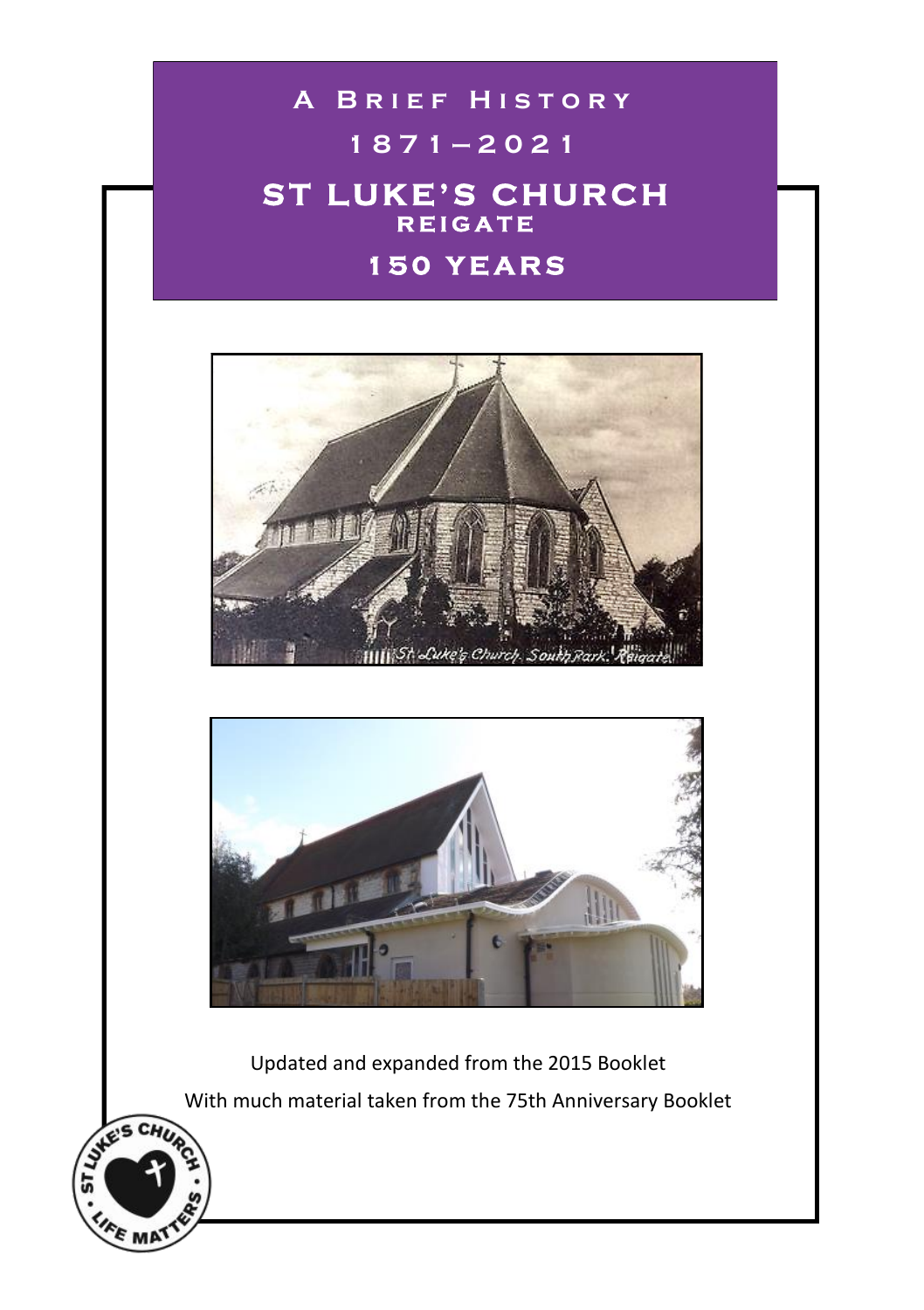# A Brief History

# 1871–2021

# ST LUKE'S CHURCH

## REIGATE

## 150 YEARS

Updated and expanded from the 2015 Booklet

With much material taken from the 75th Anniversary Booklet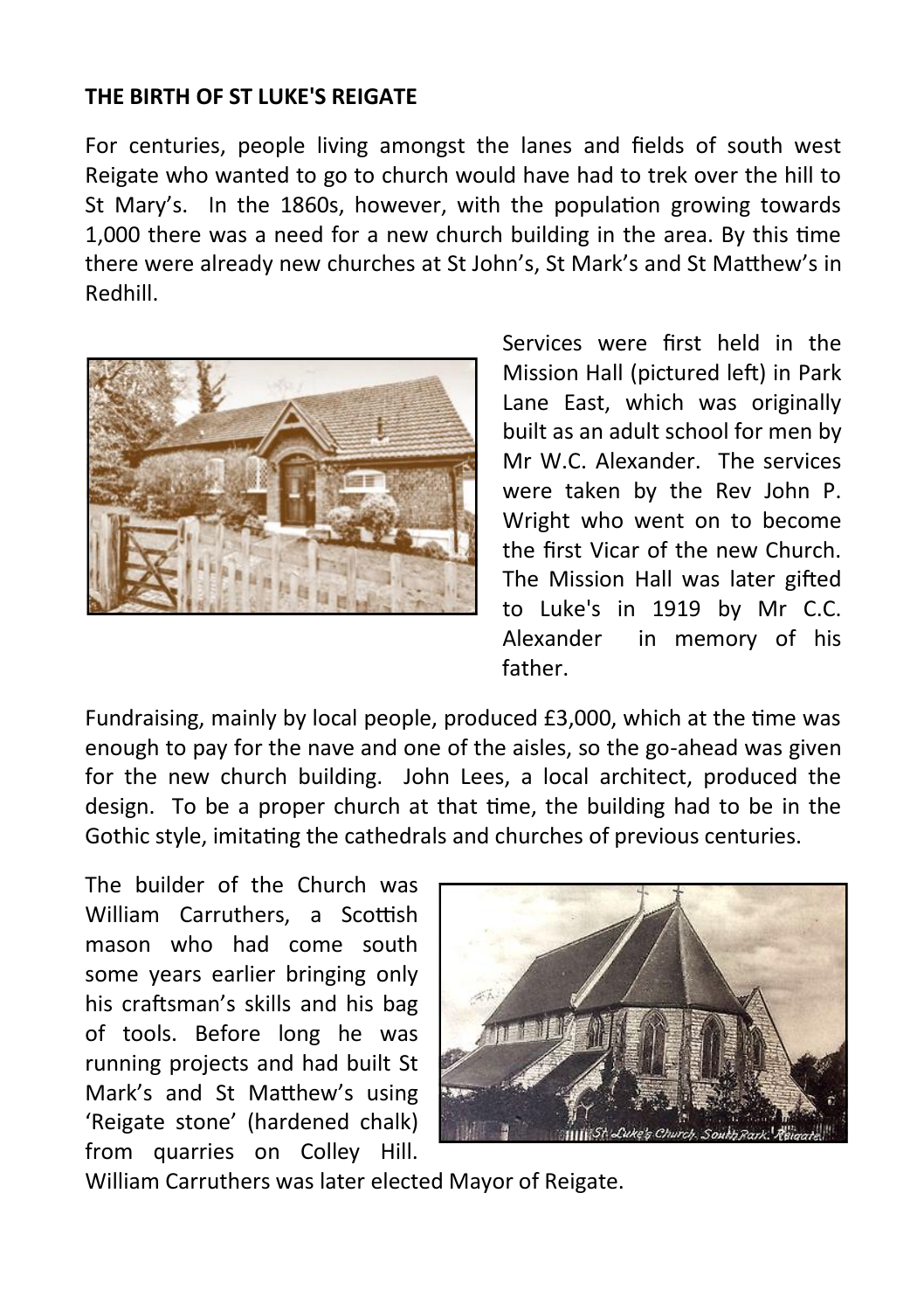**THE BIRTH OF ST LUKE'S REIGATE**

For centuries, people living amongst the lanes and fields of south west Reigate who wanted to go to church would have had to trek over the hill to St Mary's. In the 1860s, however, with the population growing towards 1,000 there was a need for a new church building in the area. By this time there were already new churches at St John's, St Mark's and St Matthew's in Redhill.

Services were first held in the Mission Hall (pictured left) in Park Lane East, which was originally built as an adult school for men by Mr W.C. Alexander. The services were taken by the Rev John P. Wright who went on to become the first Vicar of the new Church. The Mission Hall was later gifted to Luke's in 1919 by Mr C.C. Alexander in memory of his father.

Fundraising, mainly by local people, produced £3,000, which at the time was enough to pay for the nave and one of the aisles, so the go-ahead was given for the new church building. John Lees, a local architect, produced the design. To be a proper church at that time, the building had to be in the Gothic style, imitating the cathedrals and churches of previous centuries.

The builder of the Church was William Carruthers, a Scottish mason who had come south some years earlier bringing only his craftsman's skills and his bag of tools. Before long he was running projects and had built St Mark's and St Matthew's using 'Reigate stone' (hardened chalk) from quarries on Colley Hill. William Carruthers was later elected Mayor of Reigate.

St Luke's Church. South Park. Reigate.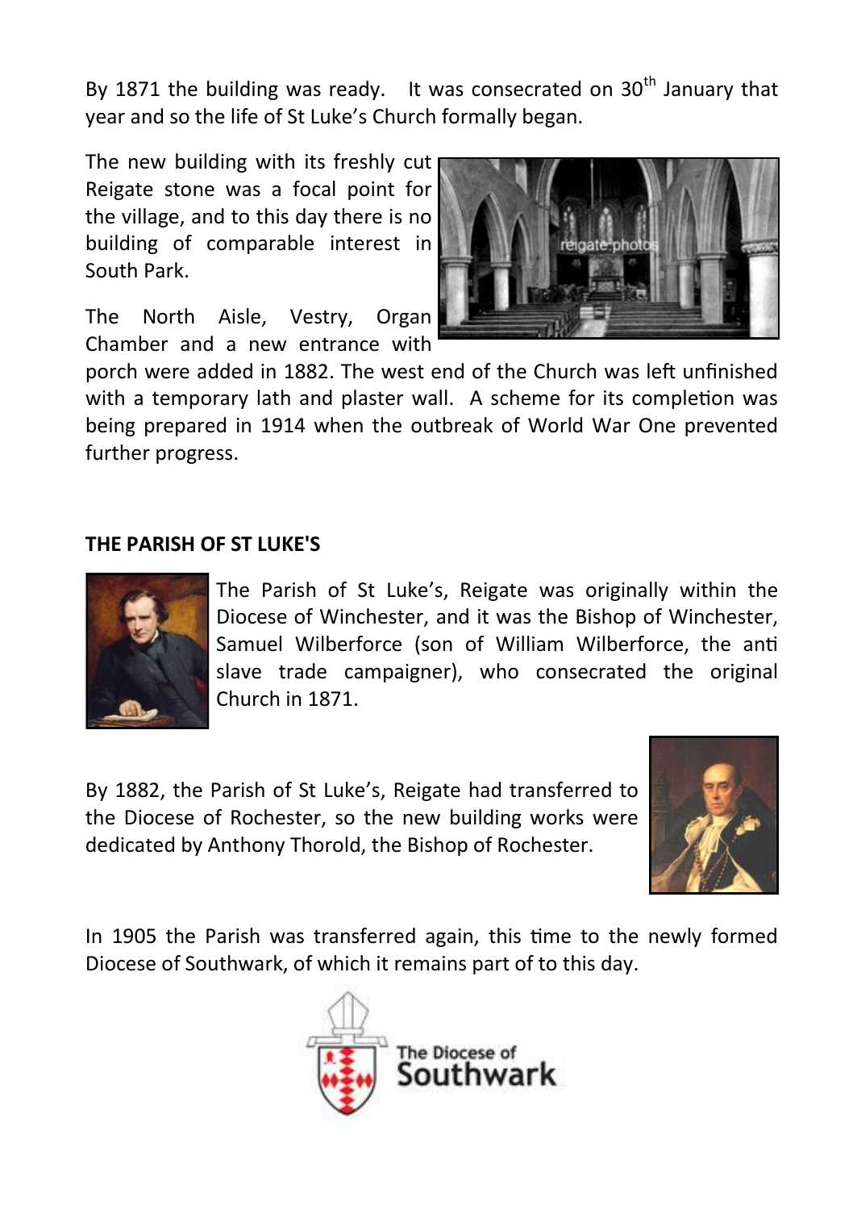By 1871 the building was ready. It was consecrated on 30th January that year and so the life of St Luke's Church formally began.

The new building with its freshly cut Reigate stone was a focal point for the village, and to this day there is no building of comparable interest in South Park.

The North Aisle, Vestry, Organ Chamber and a new entrance with porch were added in 1882. The west end of the Church was left unfinished with a temporary lath and plaster wall. A scheme for its completion was being prepared in 1914 when the outbreak of World War One prevented further progress.

**THE PARISH OF ST LUKE'S**

The Parish of St Luke's, Reigate was originally within the Diocese of Winchester, and it was the Bishop of Winchester, Samuel Wilberforce (son of William Wilberforce, the anti slave trade campaigner), who consecrated the original Church in 1871.

By 1882, the Parish of St Luke's, Reigate had transferred to the Diocese of Rochester, so the new building works were dedicated by Anthony Thorold, the Bishop of Rochester.

In 1905 the Parish was transferred again, this time to the newly formed Diocese of Southwark, of which it remains part of to this day.

The Diocese of Southwark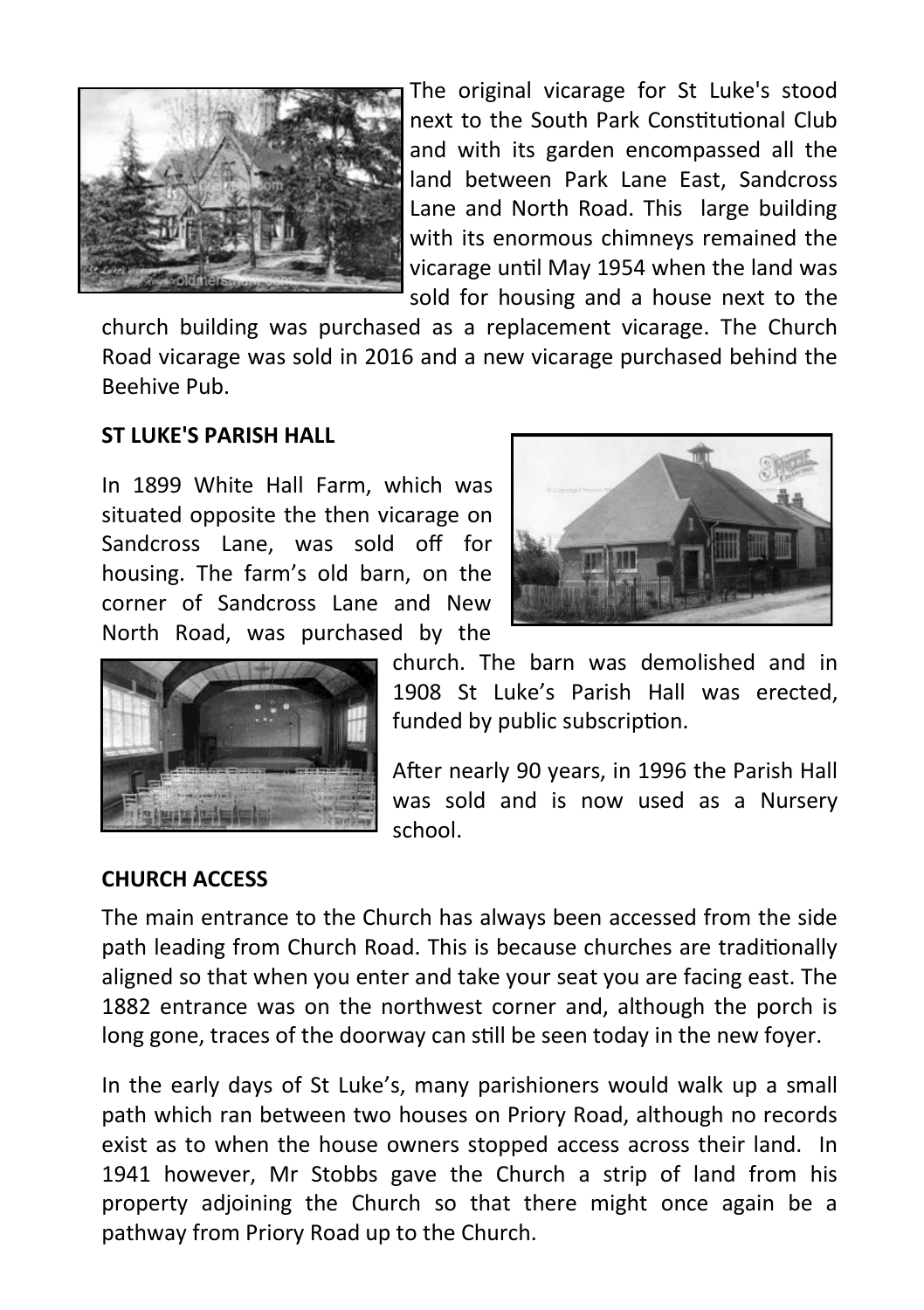The original vicarage for St Luke's stood next to the South Park Constitutional Club and with its garden encompassed all the land between Park Lane East, Sandcross Lane and North Road. This large building with its enormous chimneys remained the vicarage until May 1954 when the land was sold for housing and a house next to the church building was purchased as a replacement vicarage. The Church Road vicarage was sold in 2016 and a new vicarage purchased behind the Beehive Pub.

**ST LUKE'S PARISH HALL**

In 1899 White Hall Farm, which was situated opposite the then vicarage on Sandcross Lane, was sold off for housing. The farm's old barn, on the corner of Sandcross Lane and New North Road, was purchased by the church. The barn was demolished and in 1908 St Luke's Parish Hall was erected, funded by public subscription.

After nearly 90 years, in 1996 the Parish Hall was sold and is now used as a Nursery school.

**CHURCH ACCESS**

The main entrance to the Church has always been accessed from the side path leading from Church Road. This is because churches are traditionally aligned so that when you enter and take your seat you are facing east. The 1882 entrance was on the northwest corner and, although the porch is long gone, traces of the doorway can still be seen today in the new foyer.

In the early days of St Luke's, many parishioners would walk up a small path which ran between two houses on Priory Road, although no records exist as to when the house owners stopped access across their land. In 1941 however, Mr Stobbs gave the Church a strip of land from his property adjoining the Church so that there might once again be a pathway from Priory Road up to the Church.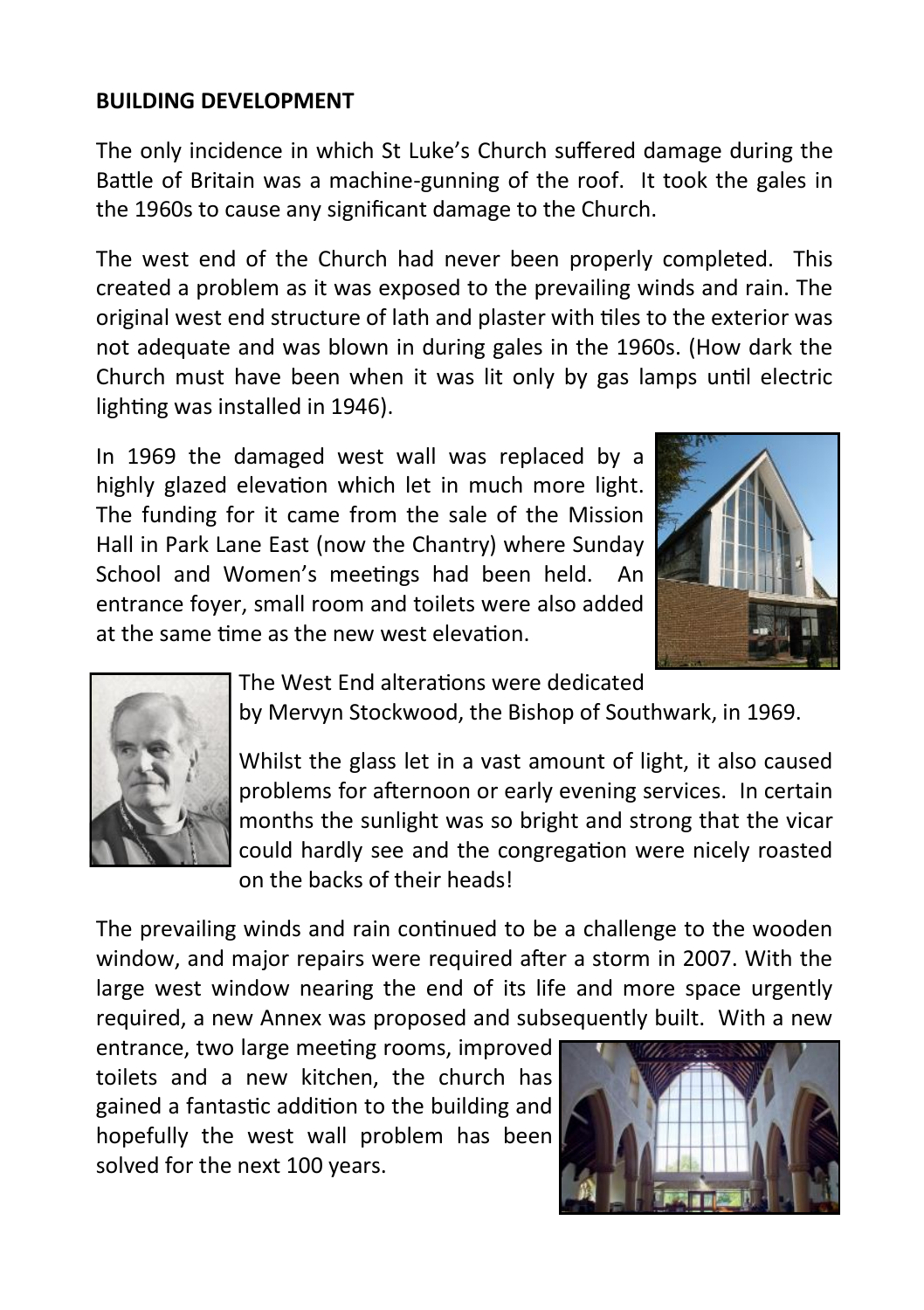## BUILDING DEVELOPMENT

The only incidence in which St Luke's Church suffered damage during the Battle of Britain was a machine-gunning of the roof. It took the gales in the 1960s to cause any significant damage to the Church.

The west end of the Church had never been properly completed. This created a problem as it was exposed to the prevailing winds and rain. The original west end structure of lath and plaster with tiles to the exterior was not adequate and was blown in during gales in the 1960s. (How dark the Church must have been when it was lit only by gas lamps until electric lighting was installed in 1946).

In 1969 the damaged west wall was replaced by a highly glazed elevation which let in much more light. The funding for it came from the sale of the Mission Hall in Park Lane East (now the Chantry) where Sunday School and Women's meetings had been held. An entrance foyer, small room and toilets were also added at the same time as the new west elevation.

The West End alterations were dedicated by Mervyn Stockwood, the Bishop of Southwark, in 1969.

Whilst the glass let in a vast amount of light, it also caused problems for afternoon or early evening services. In certain months the sunlight was so bright and strong that the vicar could hardly see and the congregation were nicely roasted on the backs of their heads!

The prevailing winds and rain continued to be a challenge to the wooden window, and major repairs were required after a storm in 2007. With the large west window nearing the end of its life and more space urgently required, a new Annex was proposed and subsequently built. With a new entrance, two large meeting rooms, improved toilets and a new kitchen, the church has gained a fantastic addition to the building and hopefully the west wall problem has been solved for the next 100 years.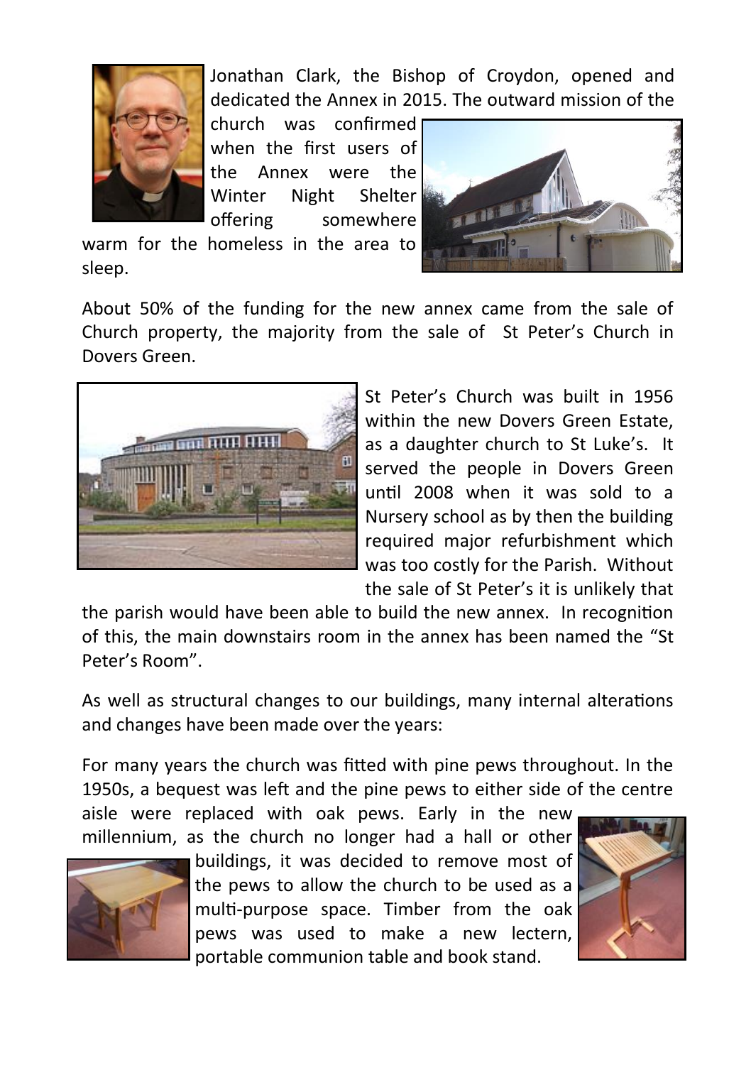Jonathan Clark, the Bishop of Croydon, opened and dedicated the Annex in 2015. The outward mission of the church was confirmed when the first users of the Annex were the Winter Night Shelter offering somewhere warm for the homeless in the area to sleep.

About 50% of the funding for the new annex came from the sale of Church property, the majority from the sale of St Peter's Church in Dovers Green.

St Peter's Church was built in 1956 within the new Dovers Green Estate, as a daughter church to St Luke's. It served the people in Dovers Green until 2008 when it was sold to a Nursery school as by then the building required major refurbishment which was too costly for the Parish. Without the sale of St Peter's it is unlikely that the parish would have been able to build the new annex. In recognition of this, the main downstairs room in the annex has been named the "St Peter's Room".

As well as structural changes to our buildings, many internal alterations and changes have been made over the years:

For many years the church was fitted with pine pews throughout. In the 1950s, a bequest was left and the pine pews to either side of the centre aisle were replaced with oak pews. Early in the new millennium, as the church no longer had a hall or other buildings, it was decided to remove most of the pews to allow the church to be used as a multi-purpose space. Timber from the oak pews was used to make a new lectern, portable communion table and book stand.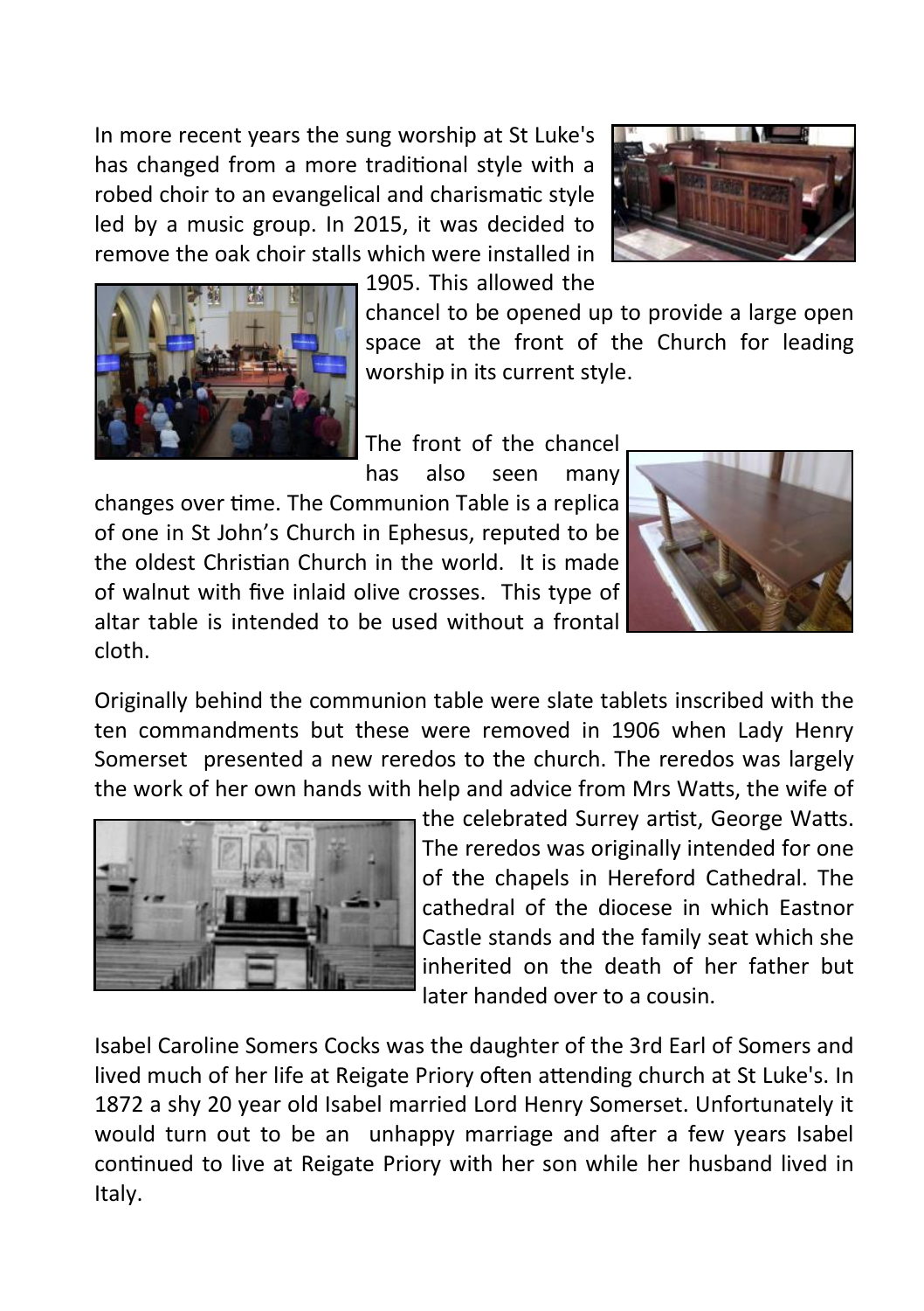In more recent years the sung worship at St Luke's has changed from a more traditional style with a robed choir to an evangelical and charismatic style led by a music group. In 2015, it was decided to remove the oak choir stalls which were installed in 1905. This allowed the chancel to be opened up to provide a large open space at the front of the Church for leading worship in its current style.

The front of the chancel has also seen many changes over time. The Communion Table is a replica of one in St John's Church in Ephesus, reputed to be the oldest Christian Church in the world. It is made of walnut with five inlaid olive crosses. This type of altar table is intended to be used without a frontal cloth.

Originally behind the communion table were slate tablets inscribed with the ten commandments but these were removed in 1906 when Lady Henry Somerset presented a new reredos to the church. The reredos was largely the work of her own hands with help and advice from Mrs Watts, the wife of the celebrated Surrey artist, George Watts. The reredos was originally intended for one of the chapels in Hereford Cathedral. The cathedral of the diocese in which Eastnor Castle stands and the family seat which she inherited on the death of her father but later handed over to a cousin.

Isabel Caroline Somers Cocks was the daughter of the 3rd Earl of Somers and lived much of her life at Reigate Priory often attending church at St Luke's. In 1872 a shy 20 year old Isabel married Lord Henry Somerset. Unfortunately it would turn out to be an unhappy marriage and after a few years Isabel continued to live at Reigate Priory with her son while her husband lived in Italy.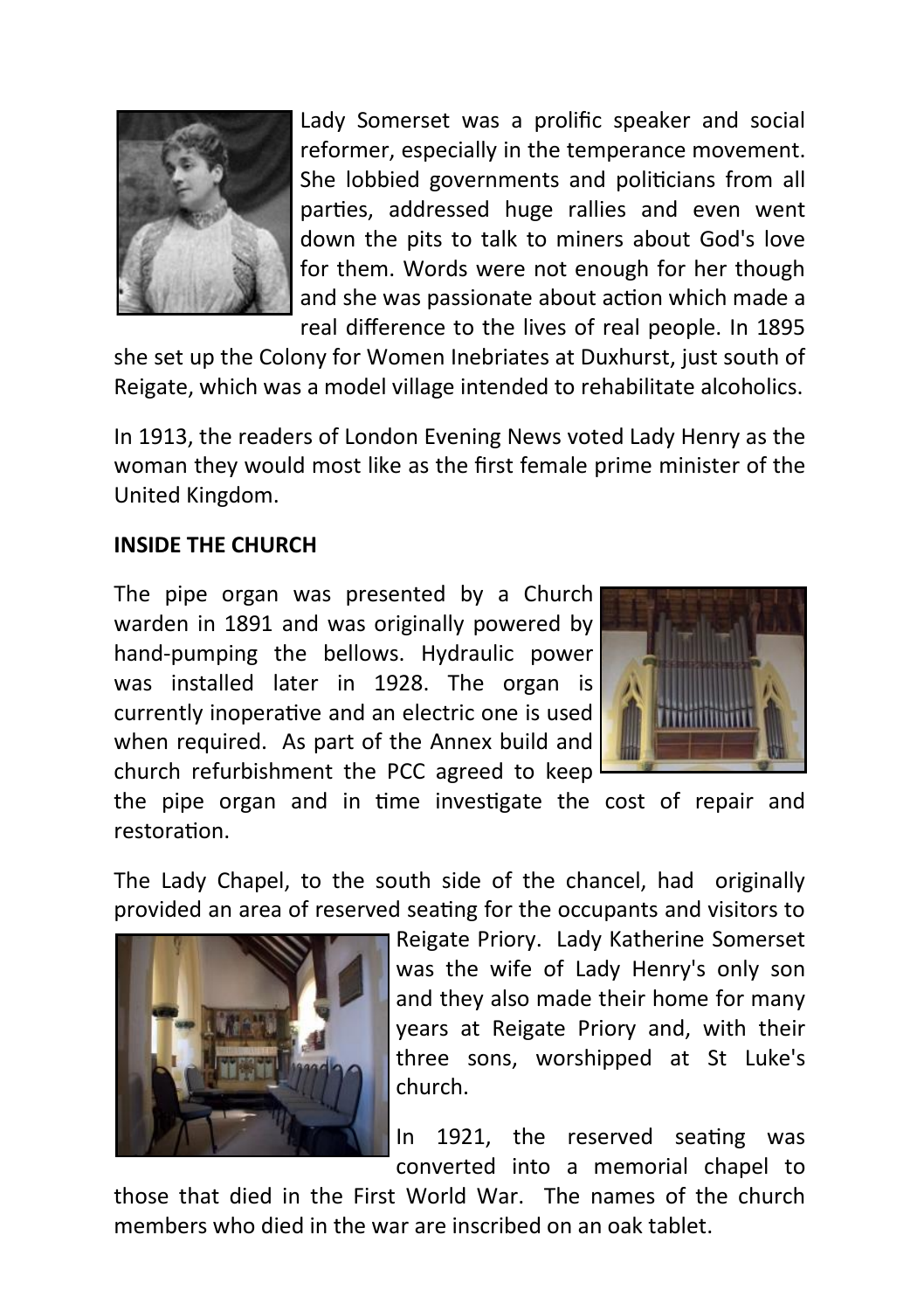Lady Somerset was a prolific speaker and social reformer, especially in the temperance movement. She lobbied governments and politicians from all parties, addressed huge rallies and even went down the pits to talk to miners about God's love for them. Words were not enough for her though and she was passionate about action which made a real difference to the lives of real people. In 1895 she set up the Colony for Women Inebriates at Duxhurst, just south of Reigate, which was a model village intended to rehabilitate alcoholics.

In 1913, the readers of London Evening News voted Lady Henry as the woman they would most like as the first female prime minister of the United Kingdom.

**INSIDE THE CHURCH**

The pipe organ was presented by a Church warden in 1891 and was originally powered by hand-pumping the bellows. Hydraulic power was installed later in 1928. The organ is currently inoperative and an electric one is used when required. As part of the Annex build and church refurbishment the PCC agreed to keep the pipe organ and in time investigate the cost of repair and restoration.

The Lady Chapel, to the south side of the chancel, had originally provided an area of reserved seating for the occupants and visitors to Reigate Priory. Lady Katherine Somerset was the wife of Lady Henry's only son and they also made their home for many years at Reigate Priory and, with their three sons, worshipped at St Luke's church.

In 1921, the reserved seating was converted into a memorial chapel to those that died in the First World War. The names of the church members who died in the war are inscribed on an oak tablet.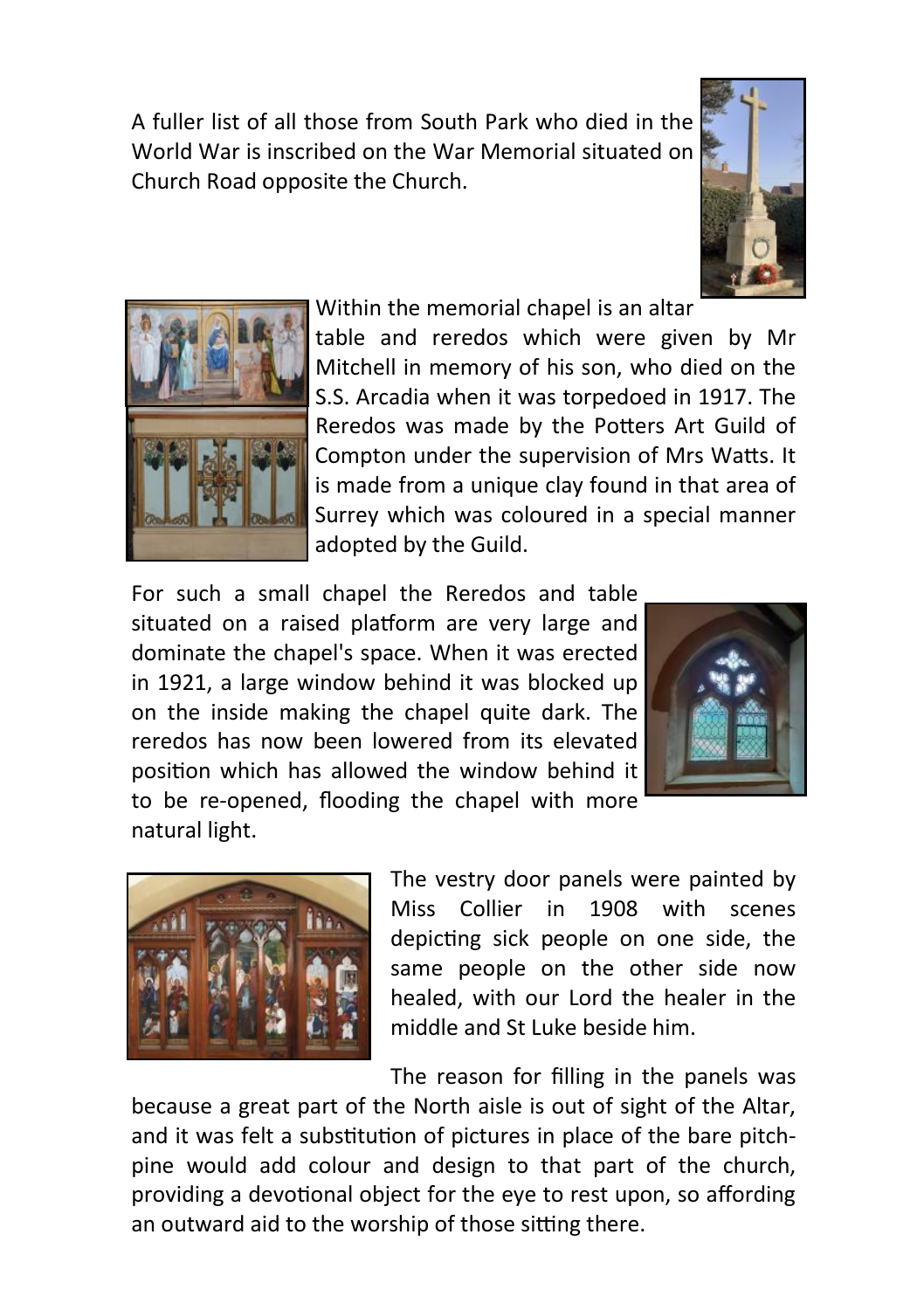A fuller list of all those from South Park who died in the World War is inscribed on the War Memorial situated on Church Road opposite the Church.

Within the memorial chapel is an altar table and reredos which were given by Mr Mitchell in memory of his son, who died on the S.S. Arcadia when it was torpedoed in 1917. The Reredos was made by the Potters Art Guild of Compton under the supervision of Mrs Watts. It is made from a unique clay found in that area of Surrey which was coloured in a special manner adopted by the Guild.

For such a small chapel the Reredos and table situated on a raised platform are very large and dominate the chapel's space. When it was erected in 1921, a large window behind it was blocked up on the inside making the chapel quite dark. The reredos has now been lowered from its elevated position which has allowed the window behind it to be re-opened, flooding the chapel with more natural light.

The vestry door panels were painted by Miss Collier in 1908 with scenes depicting sick people on one side, the same people on the other side now healed, with our Lord the healer in the middle and St Luke beside him.

The reason for filling in the panels was because a great part of the North aisle is out of sight of the Altar, and it was felt a substitution of pictures in place of the bare pitch-pine would add colour and design to that part of the church, providing a devotional object for the eye to rest upon, so affording an outward aid to the worship of those sitting there.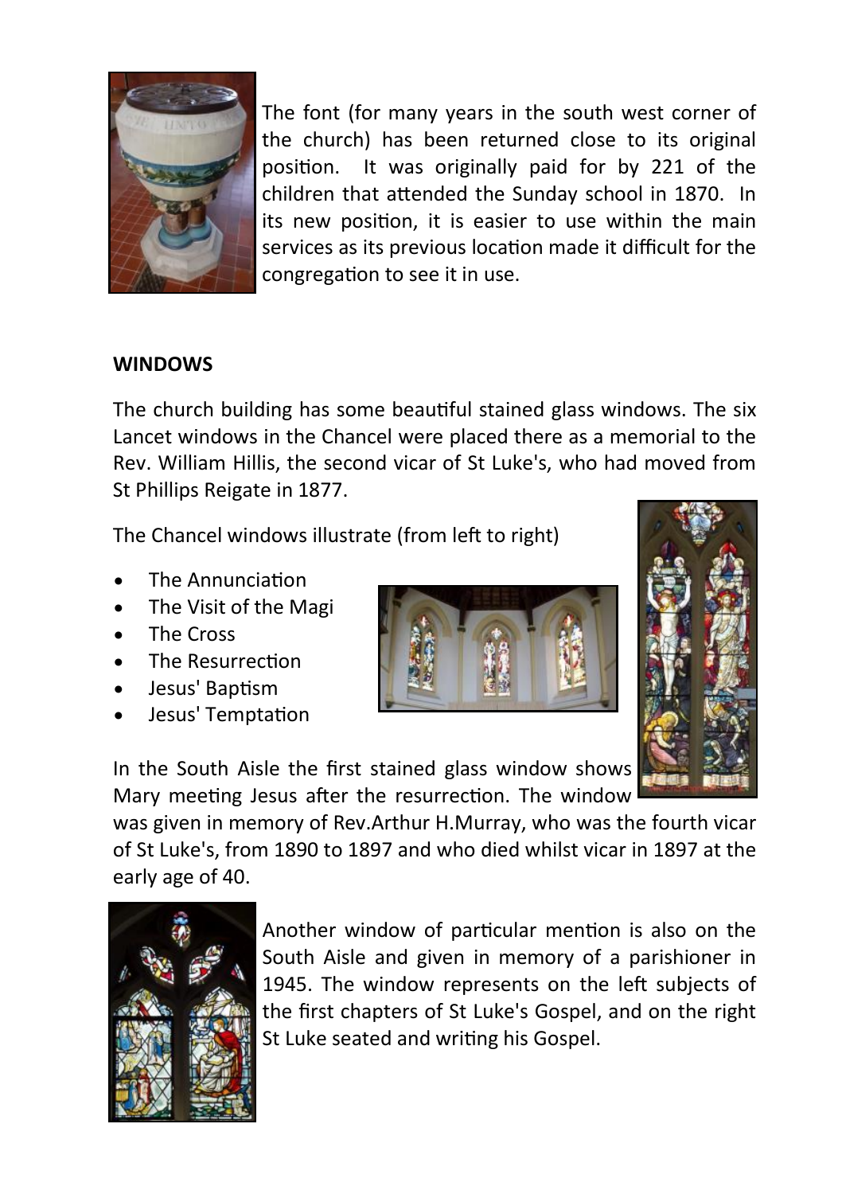The font (for many years in the south west corner of the church) has been returned close to its original position. It was originally paid for by 221 of the children that attended the Sunday school in 1870. In its new position, it is easier to use within the main services as its previous location made it difficult for the congregation to see it in use.

**WINDOWS**

The church building has some beautiful stained glass windows. The six Lancet windows in the Chancel were placed there as a memorial to the Rev. William Hillis, the second vicar of St Luke's, who had moved from St Phillips Reigate in 1877.

The Chancel windows illustrate (from left to right)

- The Annunciation
- The Visit of the Magi
- The Cross
- The Resurrection
- Jesus' Baptism
- Jesus' Temptation

In the South Aisle the first stained glass window shows Mary meeting Jesus after the resurrection. The window was given in memory of Rev.Arthur H.Murray, who was the fourth vicar of St Luke's, from 1890 to 1897 and who died whilst vicar in 1897 at the early age of 40.

Another window of particular mention is also on the South Aisle and given in memory of a parishioner in 1945. The window represents on the left subjects of the first chapters of St Luke's Gospel, and on the right St Luke seated and writing his Gospel.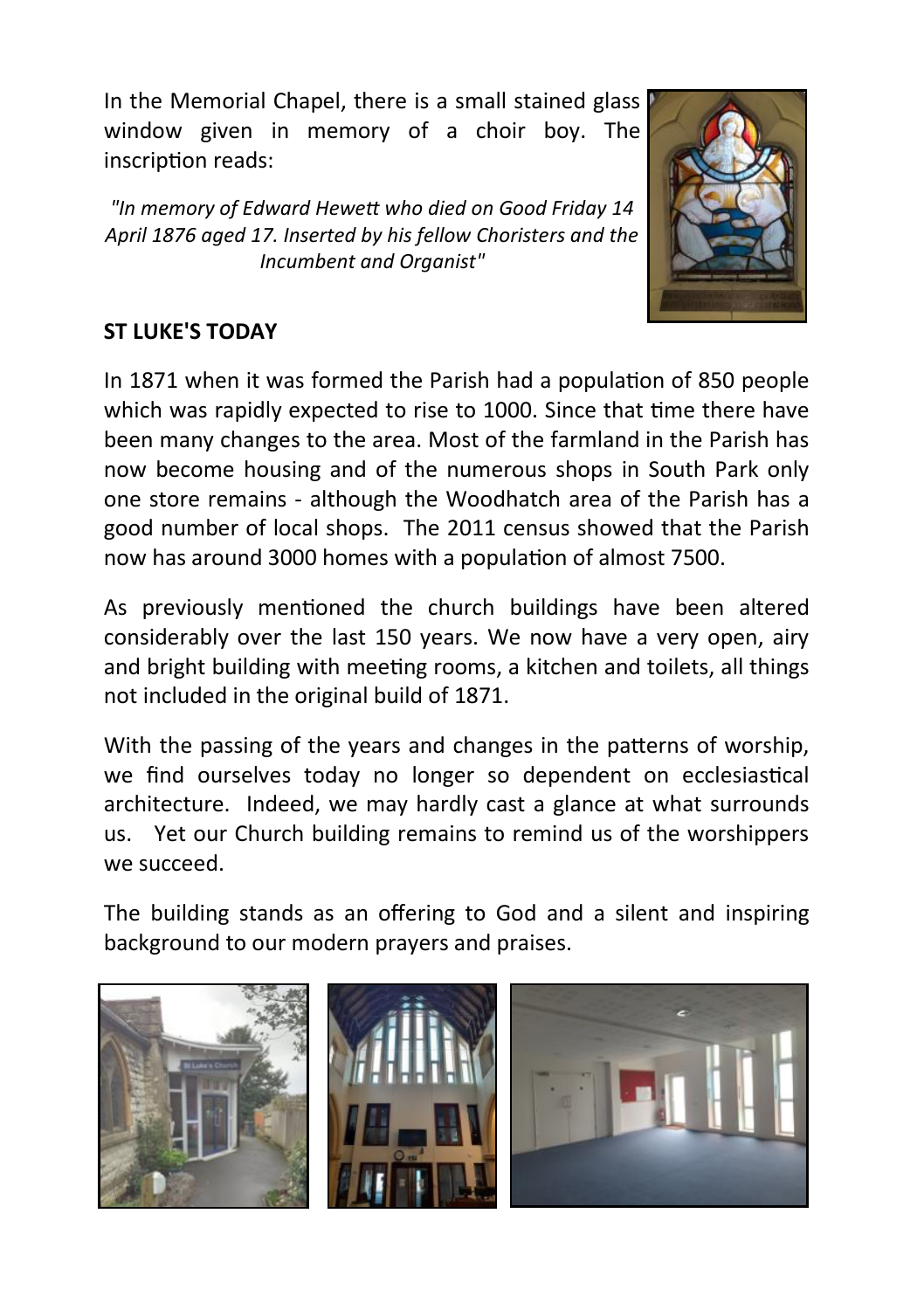In the Memorial Chapel, there is a small stained glass window given in memory of a choir boy. The inscription reads:

*"In memory of Edward Hewett who died on Good Friday 14 April 1876 aged 17. Inserted by his fellow Choristers and the Incumbent and Organist"*

**ST LUKE'S TODAY**

In 1871 when it was formed the Parish had a population of 850 people which was rapidly expected to rise to 1000. Since that time there have been many changes to the area. Most of the farmland in the Parish has now become housing and of the numerous shops in South Park only one store remains - although the Woodhatch area of the Parish has a good number of local shops. The 2011 census showed that the Parish now has around 3000 homes with a population of almost 7500.

As previously mentioned the church buildings have been altered considerably over the last 150 years. We now have a very open, airy and bright building with meeting rooms, a kitchen and toilets, all things not included in the original build of 1871.

With the passing of the years and changes in the patterns of worship, we find ourselves today no longer so dependent on ecclesiastical architecture. Indeed, we may hardly cast a glance at what surrounds us. Yet our Church building remains to remind us of the worshippers we succeed.

The building stands as an offering to God and a silent and inspiring background to our modern prayers and praises.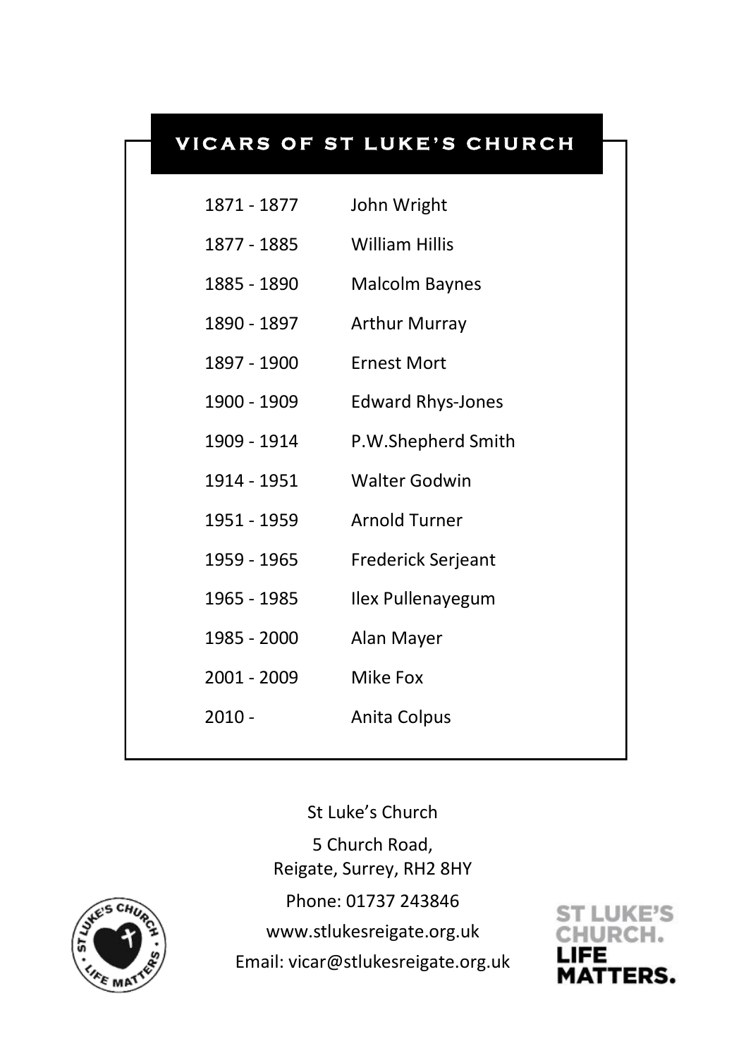## VICARS OF ST LUKE'S CHURCH

| | |
|---|---|
| 1871 - 1877 | John Wright |
| 1877 - 1885 | William Hillis |
| 1885 - 1890 | Malcolm Baynes |
| 1890 - 1897 | Arthur Murray |
| 1897 - 1900 | Ernest Mort |
| 1900 - 1909 | Edward Rhys-Jones |
| 1909 - 1914 | P.W.Shepherd Smith |
| 1914 - 1951 | Walter Godwin |
| 1951 - 1959 | Arnold Turner |
| 1959 - 1965 | Frederick Serjeant |
| 1965 - 1985 | Ilex Pullenayegum |
| 1985 - 2000 | Alan Mayer |
| 2001 - 2009 | Mike Fox |
| 2010 - | Anita Colpus |

St Luke's Church

5 Church Road,
Reigate, Surrey, RH2 8HY

Phone: 01737 243846

www.stlukesreigate.org.uk

Email: vicar@stlukesreigate.org.uk

ST LUKE'S CHURCH • LIFE MATTERS

ST LUKE'S CHURCH. LIFE MATTERS.